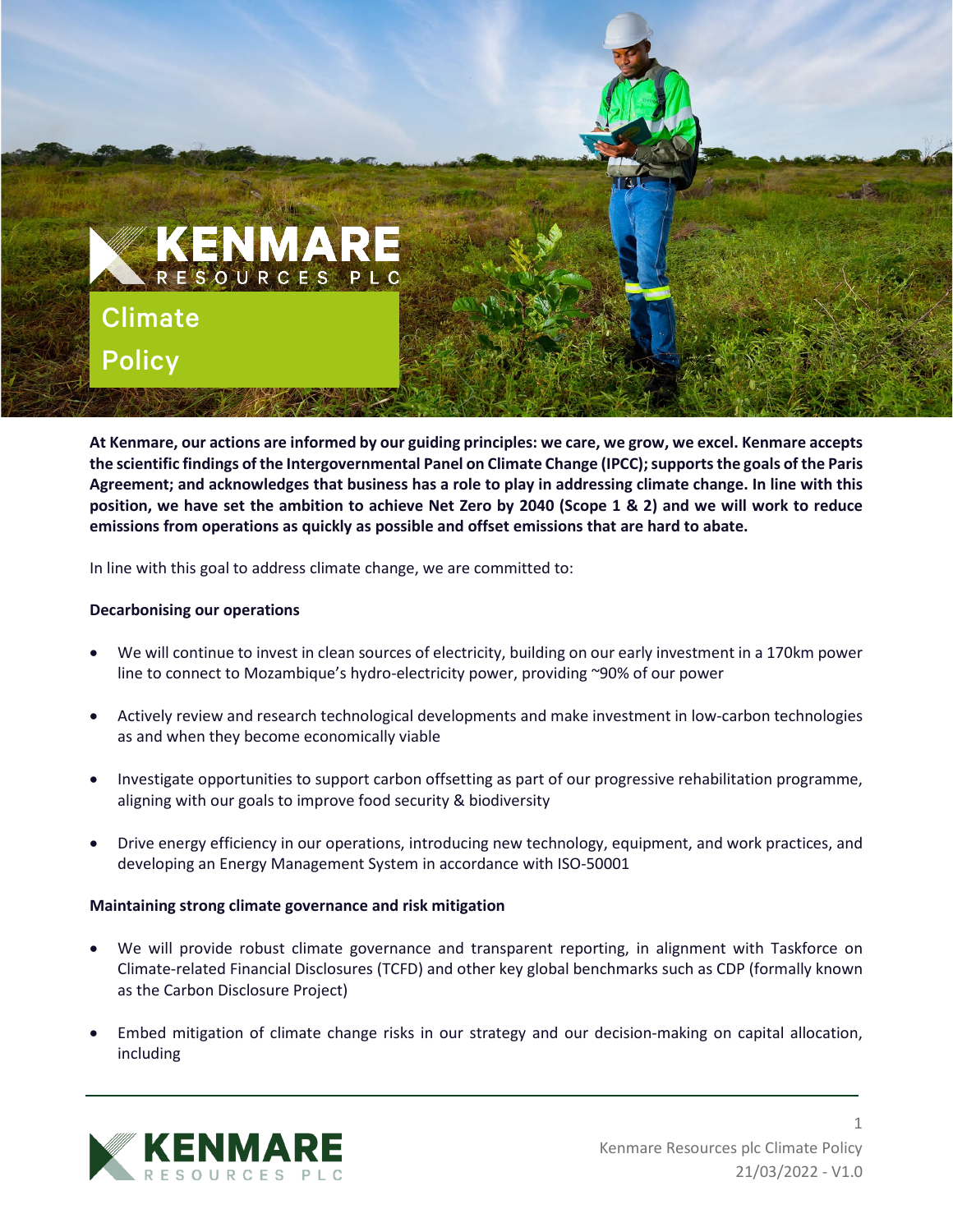# Climate Policy

**At Kenmare, our actions are informed by our guiding principles: we care, we grow, we excel. Kenmare accepts the scientific findings of the Intergovernmental Panel on Climate Change (IPCC); supports the goals of the Paris Agreement; and acknowledges that business has a role to play in addressing climate change. In line with this position, we have set the ambition to achieve Net Zero by 2040 (Scope 1 & 2) and we will work to reduce emissions from operations as quickly as possible and offset emissions that are hard to abate.**

In line with this goal to address climate change, we are committed to:

**Decarbonising our operations**

- We will continue to invest in clean sources of electricity, building on our early investment in a 170km power line to connect to Mozambique's hydro-electricity power, providing ~90% of our power
- Actively review and research technological developments and make investment in low-carbon technologies as and when they become economically viable
- Investigate opportunities to support carbon offsetting as part of our progressive rehabilitation programme, aligning with our goals to improve food security & biodiversity
- Drive energy efficiency in our operations, introducing new technology, equipment, and work practices, and developing an Energy Management System in accordance with ISO-50001

**Maintaining strong climate governance and risk mitigation**

- We will provide robust climate governance and transparent reporting, in alignment with Taskforce on Climate-related Financial Disclosures (TCFD) and other key global benchmarks such as CDP (formally known as the Carbon Disclosure Project)
- Embed mitigation of climate change risks in our strategy and our decision-making on capital allocation, including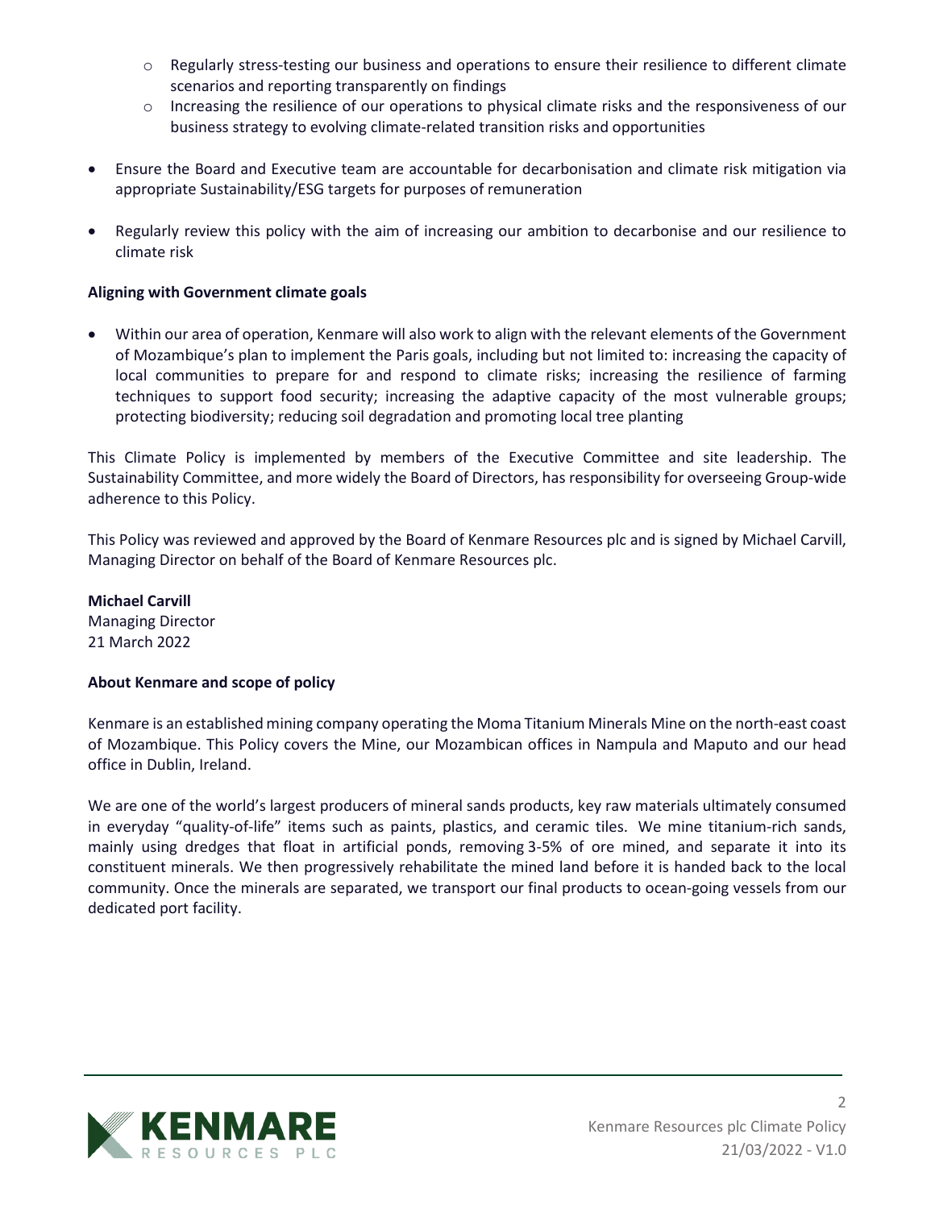- Regularly stress-testing our business and operations to ensure their resilience to different climate scenarios and reporting transparently on findings
  - Increasing the resilience of our operations to physical climate risks and the responsiveness of our business strategy to evolving climate-related transition risks and opportunities

- Ensure the Board and Executive team are accountable for decarbonisation and climate risk mitigation via appropriate Sustainability/ESG targets for purposes of remuneration

- Regularly review this policy with the aim of increasing our ambition to decarbonise and our resilience to climate risk

**Aligning with Government climate goals**

- Within our area of operation, Kenmare will also work to align with the relevant elements of the Government of Mozambique's plan to implement the Paris goals, including but not limited to: increasing the capacity of local communities to prepare for and respond to climate risks; increasing the resilience of farming techniques to support food security; increasing the adaptive capacity of the most vulnerable groups; protecting biodiversity; reducing soil degradation and promoting local tree planting

This Climate Policy is implemented by members of the Executive Committee and site leadership. The Sustainability Committee, and more widely the Board of Directors, has responsibility for overseeing Group-wide adherence to this Policy.

This Policy was reviewed and approved by the Board of Kenmare Resources plc and is signed by Michael Carvill, Managing Director on behalf of the Board of Kenmare Resources plc.

**Michael Carvill**
Managing Director
21 March 2022

**About Kenmare and scope of policy**

Kenmare is an established mining company operating the Moma Titanium Minerals Mine on the north-east coast of Mozambique. This Policy covers the Mine, our Mozambican offices in Nampula and Maputo and our head office in Dublin, Ireland.

We are one of the world's largest producers of mineral sands products, key raw materials ultimately consumed in everyday "quality-of-life" items such as paints, plastics, and ceramic tiles. We mine titanium-rich sands, mainly using dredges that float in artificial ponds, removing 3-5% of ore mined, and separate it into its constituent minerals. We then progressively rehabilitate the mined land before it is handed back to the local community. Once the minerals are separated, we transport our final products to ocean-going vessels from our dedicated port facility.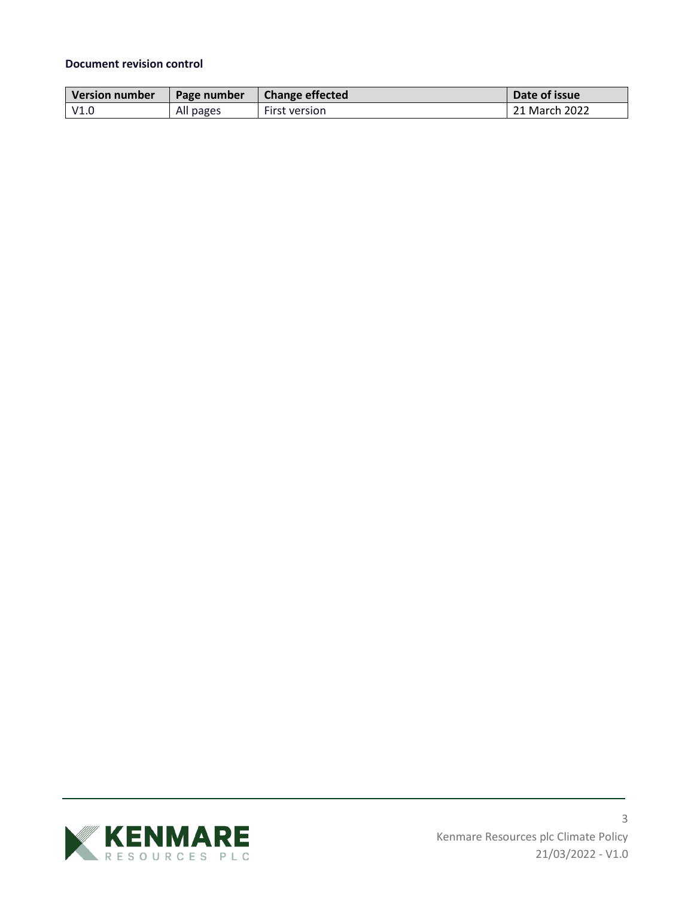**Document revision control**

| Version number | Page number | Change effected | Date of issue |
| --- | --- | --- | --- |
| V1.0 | All pages | First version | 21 March 2022 |